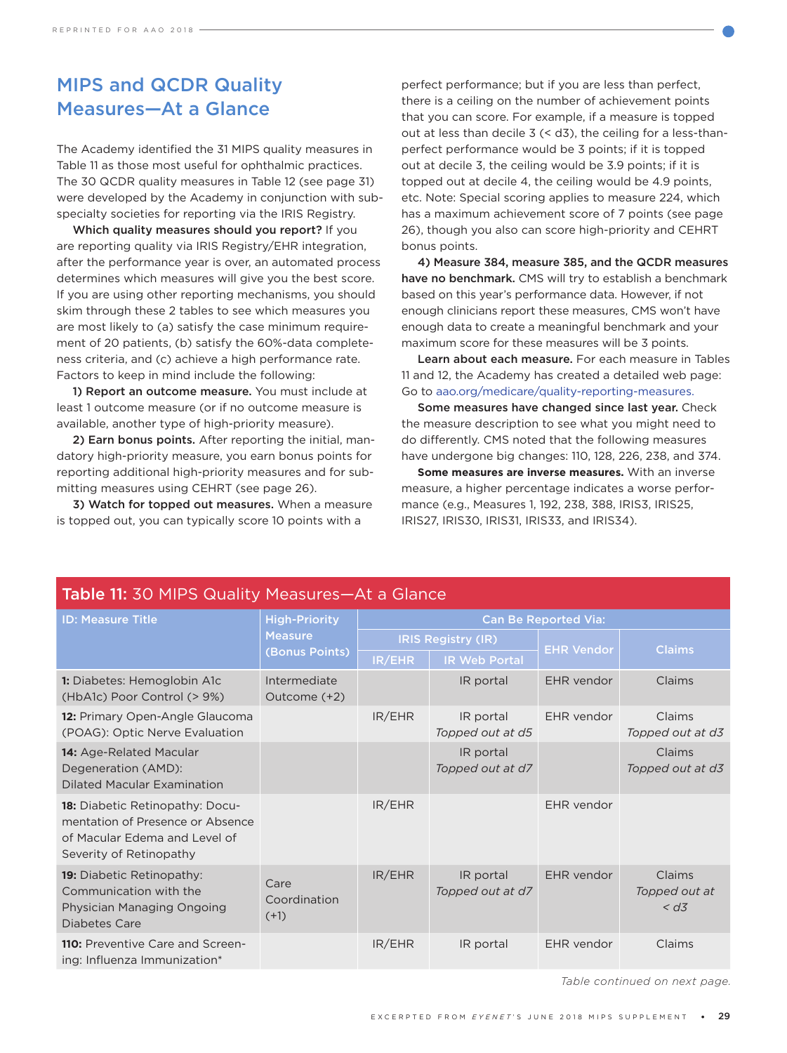## MIPS and QCDR Quality Measures—At a Glance

The Academy identified the 31 MIPS quality measures in Table 11 as those most useful for ophthalmic practices. The 30 QCDR quality measures in Table 12 (see page 31) were developed by the Academy in conjunction with subspecialty societies for reporting via the IRIS Registry.

**Which quality measures should you report?** If you are reporting quality via IRIS Registry/EHR integration, after the performance year is over, an automated process determines which measures will give you the best score. If you are using other reporting mechanisms, you should skim through these 2 tables to see which measures you are most likely to (a) satisfy the case minimum requirement of 20 patients, (b) satisfy the 60%-data completeness criteria, and (c) achieve a high performance rate. Factors to keep in mind include the following:

**1) Report an outcome measure.** You must include at least 1 outcome measure (or if no outcome measure is available, another type of high-priority measure).

**2) Earn bonus points.** After reporting the initial, mandatory high-priority measure, you earn bonus points for reporting additional high-priority measures and for submitting measures using CEHRT (see page 26).

**3) Watch for topped out measures.** When a measure is topped out, you can typically score 10 points with a perfect performance; but if you are less than perfect, there is a ceiling on the number of achievement points that you can score. For example, if a measure is topped out at less than decile 3 (< d3), the ceiling for a less-than-perfect performance would be 3 points; if it is topped out at decile 3, the ceiling would be 3.9 points; if it is topped out at decile 4, the ceiling would be 4.9 points, etc. Note: Special scoring applies to measure 224, which has a maximum achievement score of 7 points (see page 26), though you also can score high-priority and CEHRT bonus points.

**4) Measure 384, measure 385, and the QCDR measures have no benchmark.** CMS will try to establish a benchmark based on this year's performance data. However, if not enough clinicians report these measures, CMS won't have enough data to create a meaningful benchmark and your maximum score for these measures will be 3 points.

**Learn about each measure.** For each measure in Tables 11 and 12, the Academy has created a detailed web page: Go to aao.org/medicare/quality-reporting-measures.

**Some measures have changed since last year.** Check the measure description to see what you might need to do differently. CMS noted that the following measures have undergone big changes: 110, 128, 226, 238, and 374.

**Some measures are inverse measures.** With an inverse measure, a higher percentage indicates a worse performance (e.g., Measures 1, 192, 238, 388, IRIS3, IRIS25, IRIS27, IRIS30, IRIS31, IRIS33, and IRIS34).

**Table 11:** 30 MIPS Quality Measures—At a Glance

| ID: Measure Title | High-Priority Measure (Bonus Points) | Can Be Reported Via: | | | |
|---|---|---|---|---|---|
| | | IRIS Registry (IR) | | EHR Vendor | Claims |
| | | IR/EHR | IR Web Portal | | |
| **1:** Diabetes: Hemoglobin A1c (HbA1c) Poor Control (> 9%) | Intermediate Outcome (+2) | | IR portal | EHR vendor | Claims |
| **12:** Primary Open-Angle Glaucoma (POAG): Optic Nerve Evaluation | | IR/EHR | IR portal *Topped out at d5* | EHR vendor | Claims *Topped out at d3* |
| **14:** Age-Related Macular Degeneration (AMD): Dilated Macular Examination | | | IR portal *Topped out at d7* | | Claims *Topped out at d3* |
| **18:** Diabetic Retinopathy: Documentation of Presence or Absence of Macular Edema and Level of Severity of Retinopathy | | IR/EHR | | EHR vendor | |
| **19:** Diabetic Retinopathy: Communication with the Physician Managing Ongoing Diabetes Care | Care Coordination (+1) | IR/EHR | IR portal *Topped out at d7* | EHR vendor | Claims *Topped out at < d3* |
| **110:** Preventive Care and Screening: Influenza Immunization* | | IR/EHR | IR portal | EHR vendor | Claims |

*Table continued on next page.*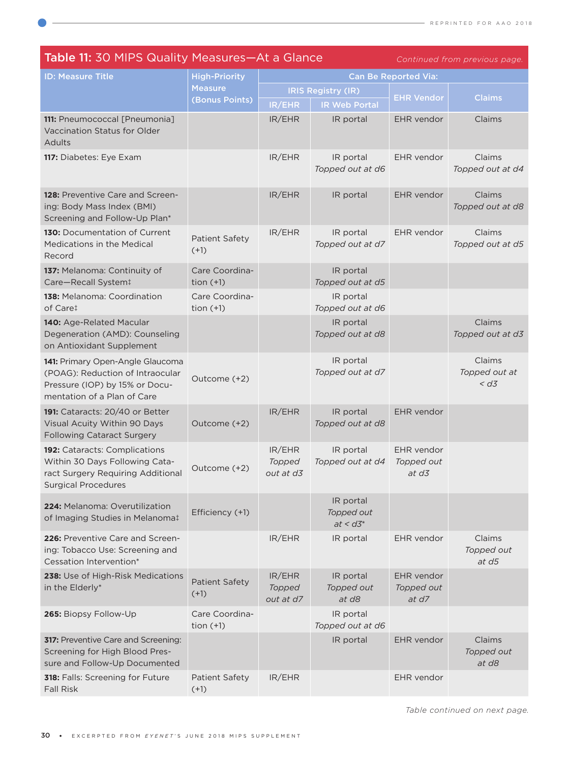## Table 11: 30 MIPS Quality Measures—At a Glance *Continued from previous page.*

| ID: Measure Title | High-Priority Measure (Bonus Points) | Can Be Reported Via: | | | |
|---|---|---|---|---|---|
| | | IRIS Registry (IR) | | EHR Vendor | Claims |
| | | IR/EHR | IR Web Portal | | |
| **111:** Pneumococcal [Pneumonia] Vaccination Status for Older Adults | | IR/EHR | IR portal | EHR vendor | Claims |
| **117:** Diabetes: Eye Exam | | IR/EHR | IR portal *Topped out at d6* | EHR vendor | Claims *Topped out at d4* |
| **128:** Preventive Care and Screening: Body Mass Index (BMI) Screening and Follow-Up Plan* | | IR/EHR | IR portal | EHR vendor | Claims *Topped out at d8* |
| **130:** Documentation of Current Medications in the Medical Record | Patient Safety (+1) | IR/EHR | IR portal *Topped out at d7* | EHR vendor | Claims *Topped out at d5* |
| **137:** Melanoma: Continuity of Care—Recall System‡ | Care Coordination (+1) | | IR portal *Topped out at d5* | | |
| **138:** Melanoma: Coordination of Care‡ | Care Coordination (+1) | | IR portal *Topped out at d6* | | |
| **140:** Age-Related Macular Degeneration (AMD): Counseling on Antioxidant Supplement | | | IR portal *Topped out at d8* | | Claims *Topped out at d3* |
| **141:** Primary Open-Angle Glaucoma (POAG): Reduction of Intraocular Pressure (IOP) by 15% or Documentation of a Plan of Care | Outcome (+2) | | IR portal *Topped out at d7* | | Claims *Topped out at < d3* |
| **191:** Cataracts: 20/40 or Better Visual Acuity Within 90 Days Following Cataract Surgery | Outcome (+2) | IR/EHR | IR portal *Topped out at d8* | EHR vendor | |
| **192:** Cataracts: Complications Within 30 Days Following Cataract Surgery Requiring Additional Surgical Procedures | Outcome (+2) | IR/EHR *Topped out at d3* | IR portal *Topped out at d4* | EHR vendor *Topped out at d3* | |
| **224:** Melanoma: Overutilization of Imaging Studies in Melanoma‡ | Efficiency (+1) | | IR portal *Topped out at < d3** | | |
| **226:** Preventive Care and Screening: Tobacco Use: Screening and Cessation Intervention* | | IR/EHR | IR portal | EHR vendor | Claims *Topped out at d5* |
| **238:** Use of High-Risk Medications in the Elderly* | Patient Safety (+1) | IR/EHR *Topped out at d7* | IR portal *Topped out at d8* | EHR vendor *Topped out at d7* | |
| **265:** Biopsy Follow-Up | Care Coordination (+1) | | IR portal *Topped out at d6* | | |
| **317:** Preventive Care and Screening: Screening for High Blood Pressure and Follow-Up Documented | | | IR portal | EHR vendor | Claims *Topped out at d8* |
| **318:** Falls: Screening for Future Fall Risk | Patient Safety (+1) | IR/EHR | | EHR vendor | |

*Table continued on next page.*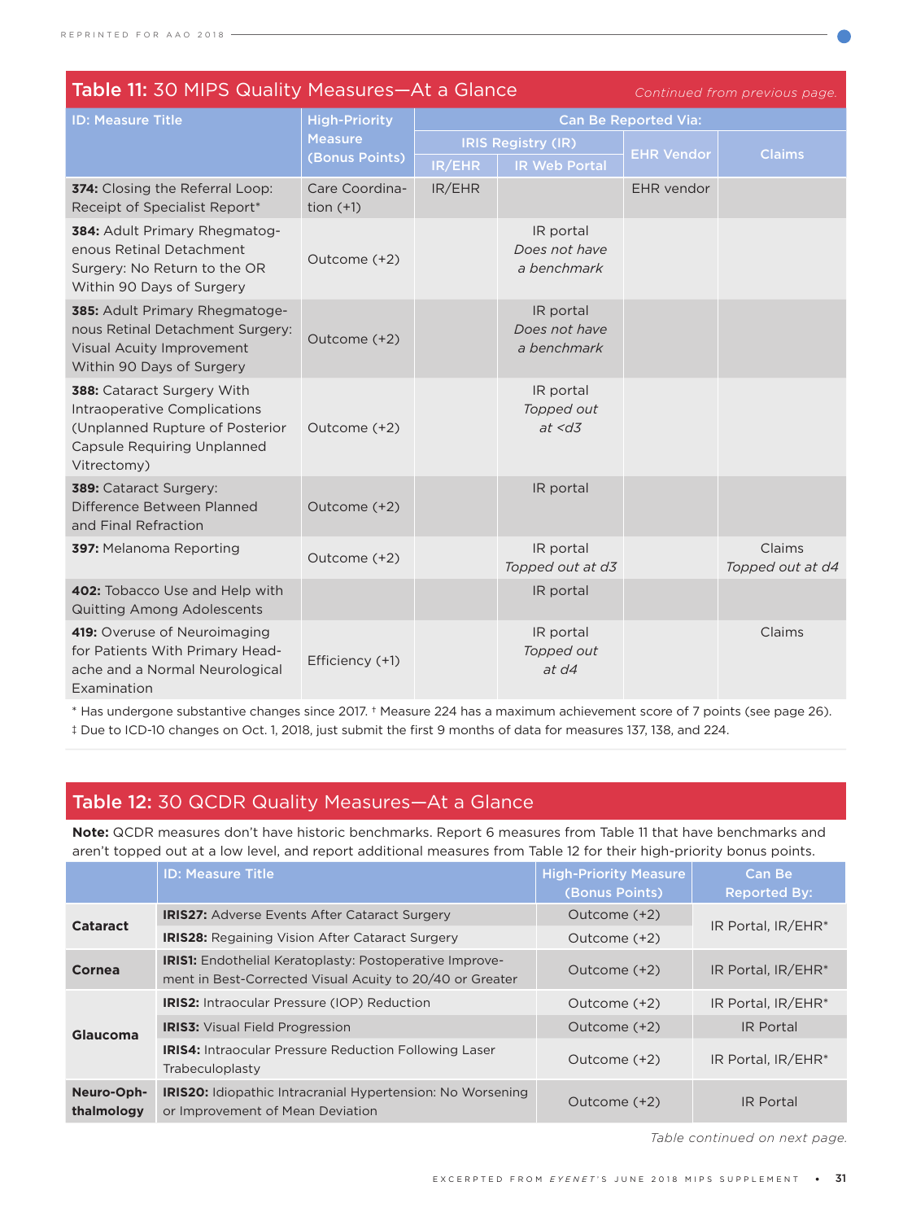## Table 11: 30 MIPS Quality Measures—At a Glance

*Continued from previous page.*

| ID: Measure Title | High-Priority Measure (Bonus Points) | Can Be Reported Via: | | | |
|---|---|---|---|---|---|
| | | IRIS Registry (IR) | | EHR Vendor | Claims |
| | | IR/EHR | IR Web Portal | | |
| **374:** Closing the Referral Loop: Receipt of Specialist Report* | Care Coordination (+1) | IR/EHR | | EHR vendor | |
| **384:** Adult Primary Rhegmatogenous Retinal Detachment Surgery: No Return to the OR Within 90 Days of Surgery | Outcome (+2) | | IR portal *Does not have a benchmark* | | |
| **385:** Adult Primary Rhegmatogenous Retinal Detachment Surgery: Visual Acuity Improvement Within 90 Days of Surgery | Outcome (+2) | | IR portal *Does not have a benchmark* | | |
| **388:** Cataract Surgery With Intraoperative Complications (Unplanned Rupture of Posterior Capsule Requiring Unplanned Vitrectomy) | Outcome (+2) | | IR portal *Topped out at <d3* | | |
| **389:** Cataract Surgery: Difference Between Planned and Final Refraction | Outcome (+2) | | IR portal | | |
| **397:** Melanoma Reporting | Outcome (+2) | | IR portal *Topped out at d3* | | Claims *Topped out at d4* |
| **402:** Tobacco Use and Help with Quitting Among Adolescents | | | IR portal | | |
| **419:** Overuse of Neuroimaging for Patients With Primary Headache and a Normal Neurological Examination | Efficiency (+1) | | IR portal *Topped out at d4* | | Claims |

\* Has undergone substantive changes since 2017. † Measure 224 has a maximum achievement score of 7 points (see page 26).
‡ Due to ICD-10 changes on Oct. 1, 2018, just submit the first 9 months of data for measures 137, 138, and 224.

## Table 12: 30 QCDR Quality Measures—At a Glance

**Note:** QCDR measures don't have historic benchmarks. Report 6 measures from Table 11 that have benchmarks and aren't topped out at a low level, and report additional measures from Table 12 for their high-priority bonus points.

| | ID: Measure Title | High-Priority Measure (Bonus Points) | Can Be Reported By: |
|---|---|---|---|
| **Cataract** | **IRIS27:** Adverse Events After Cataract Surgery | Outcome (+2) | IR Portal, IR/EHR* |
| | **IRIS28:** Regaining Vision After Cataract Surgery | Outcome (+2) | |
| **Cornea** | **IRIS1:** Endothelial Keratoplasty: Postoperative Improvement in Best-Corrected Visual Acuity to 20/40 or Greater | Outcome (+2) | IR Portal, IR/EHR* |
| **Glaucoma** | **IRIS2:** Intraocular Pressure (IOP) Reduction | Outcome (+2) | IR Portal, IR/EHR* |
| | **IRIS3:** Visual Field Progression | Outcome (+2) | IR Portal |
| | **IRIS4:** Intraocular Pressure Reduction Following Laser Trabeculoplasty | Outcome (+2) | IR Portal, IR/EHR* |
| **Neuro-Ophthalmology** | **IRIS20:** Idiopathic Intracranial Hypertension: No Worsening or Improvement of Mean Deviation | Outcome (+2) | IR Portal |

*Table continued on next page.*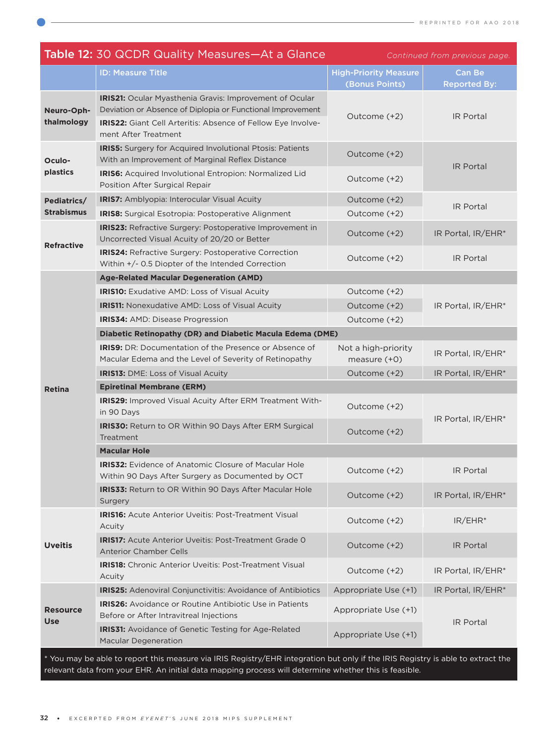## Table 12: 30 QCDR Quality Measures—At a Glance

*Continued from previous page.*

| | ID: Measure Title | High-Priority Measure (Bonus Points) | Can Be Reported By: |
|---|---|---|---|
| **Neuro-Ophthalmology** | **IRIS21:** Ocular Myasthenia Gravis: Improvement of Ocular Deviation or Absence of Diplopia or Functional Improvement | Outcome (+2) | IR Portal |
| | **IRIS22:** Giant Cell Arteritis: Absence of Fellow Eye Involvement After Treatment | | |
| **Oculoplastics** | **IRIS5:** Surgery for Acquired Involutional Ptosis: Patients With an Improvement of Marginal Reflex Distance | Outcome (+2) | IR Portal |
| | **IRIS6:** Acquired Involutional Entropion: Normalized Lid Position After Surgical Repair | Outcome (+2) | |
| **Pediatrics/Strabismus** | **IRIS7:** Amblyopia: Interocular Visual Acuity | Outcome (+2) | IR Portal |
| | **IRIS8:** Surgical Esotropia: Postoperative Alignment | Outcome (+2) | |
| **Refractive** | **IRIS23:** Refractive Surgery: Postoperative Improvement in Uncorrected Visual Acuity of 20/20 or Better | Outcome (+2) | IR Portal, IR/EHR* |
| | **IRIS24:** Refractive Surgery: Postoperative Correction Within +/- 0.5 Diopter of the Intended Correction | Outcome (+2) | IR Portal |
| **Retina** | **Age-Related Macular Degeneration (AMD)** | | |
| | **IRIS10:** Exudative AMD: Loss of Visual Acuity | Outcome (+2) | IR Portal, IR/EHR* |
| | **IRIS11:** Nonexudative AMD: Loss of Visual Acuity | Outcome (+2) | |
| | **IRIS34:** AMD: Disease Progression | Outcome (+2) | |
| | **Diabetic Retinopathy (DR) and Diabetic Macula Edema (DME)** | | |
| | **IRIS9:** DR: Documentation of the Presence or Absence of Macular Edema and the Level of Severity of Retinopathy | Not a high-priority measure (+0) | IR Portal, IR/EHR* |
| | **IRIS13:** DME: Loss of Visual Acuity | Outcome (+2) | IR Portal, IR/EHR* |
| | **Epiretinal Membrane (ERM)** | | |
| | **IRIS29:** Improved Visual Acuity After ERM Treatment Within 90 Days | Outcome (+2) | IR Portal, IR/EHR* |
| | **IRIS30:** Return to OR Within 90 Days After ERM Surgical Treatment | Outcome (+2) | |
| | **Macular Hole** | | |
| | **IRIS32:** Evidence of Anatomic Closure of Macular Hole Within 90 Days After Surgery as Documented by OCT | Outcome (+2) | IR Portal |
| | **IRIS33:** Return to OR Within 90 Days After Macular Hole Surgery | Outcome (+2) | IR Portal, IR/EHR* |
| **Uveitis** | **IRIS16:** Acute Anterior Uveitis: Post-Treatment Visual Acuity | Outcome (+2) | IR/EHR* |
| | **IRIS17:** Acute Anterior Uveitis: Post-Treatment Grade 0 Anterior Chamber Cells | Outcome (+2) | IR Portal |
| | **IRIS18:** Chronic Anterior Uveitis: Post-Treatment Visual Acuity | Outcome (+2) | IR Portal, IR/EHR* |
| **Resource Use** | **IRIS25:** Adenoviral Conjunctivitis: Avoidance of Antibiotics | Appropriate Use (+1) | IR Portal, IR/EHR* |
| | **IRIS26:** Avoidance or Routine Antibiotic Use in Patients Before or After Intravitreal Injections | Appropriate Use (+1) | IR Portal |
| | **IRIS31:** Avoidance of Genetic Testing for Age-Related Macular Degeneration | Appropriate Use (+1) | |

* You may be able to report this measure via IRIS Registry/EHR integration but only if the IRIS Registry is able to extract the relevant data from your EHR. An initial data mapping process will determine whether this is feasible.